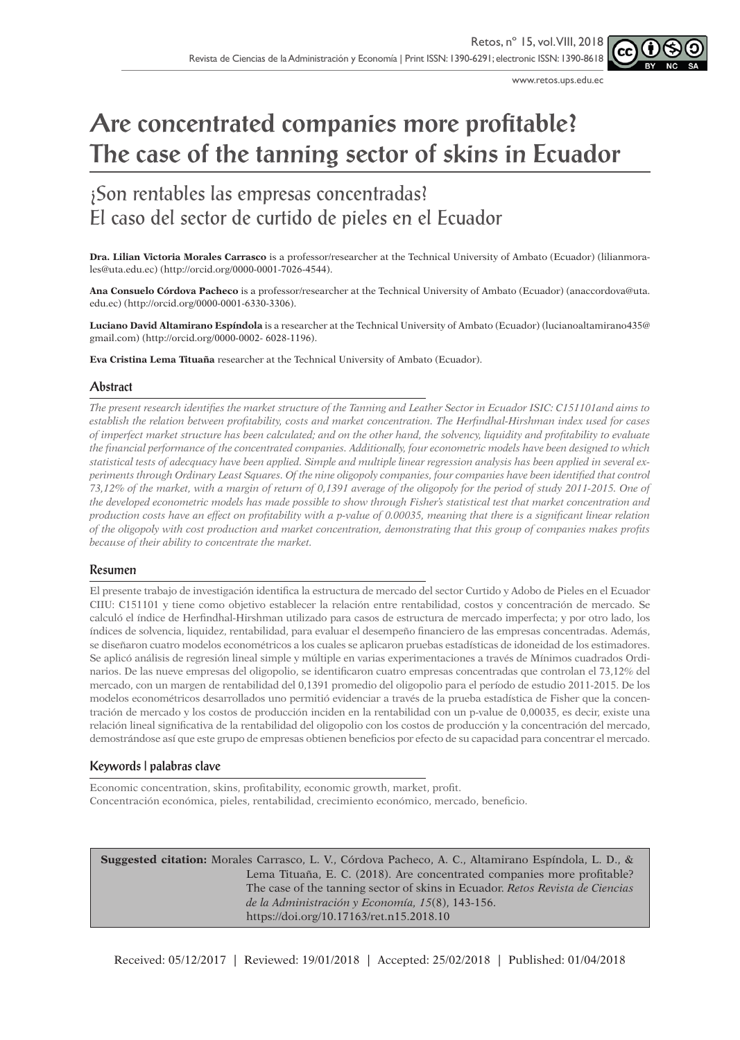# Are concentrated companies more profitable? The case of the tanning sector of skins in Ecuador

## ¿Son rentables las empresas concentradas? El caso del sector de curtido de pieles en el Ecuador

**Dra. Lilian Victoria Morales Carrasco** is a professor/researcher at the Technical University of Ambato (Ecuador) (lilianmorales@uta.edu.ec) (http://orcid.org/0000-0001-7026-4544).

**Ana Consuelo Córdova Pacheco** is a professor/researcher at the Technical University of Ambato (Ecuador) (anaccordova@uta.edu.ec) (http://orcid.org/0000-0001-6330-3306).

**Luciano David Altamirano Espíndola** is a researcher at the Technical University of Ambato (Ecuador) (lucianoaltamirano435@gmail.com) (http://orcid.org/0000-0002- 6028-1196).

**Eva Cristina Lema Tituaña** researcher at the Technical University of Ambato (Ecuador).

### Abstract

*The present research identifies the market structure of the Tanning and Leather Sector in Ecuador ISIC: C151101and aims to establish the relation between profitability, costs and market concentration. The Herfindhal-Hirshman index used for cases of imperfect market structure has been calculated; and on the other hand, the solvency, liquidity and profitability to evaluate the financial performance of the concentrated companies. Additionally, four econometric models have been designed to which statistical tests of adecquacy have been applied. Simple and multiple linear regression analysis has been applied in several experiments through Ordinary Least Squares. Of the nine oligopoly companies, four companies have been identified that control 73,12% of the market, with a margin of return of 0,1391 average of the oligopoly for the period of study 2011-2015. One of the developed econometric models has made possible to show through Fisher's statistical test that market concentration and production costs have an effect on profitability with a p-value of 0.00035, meaning that there is a significant linear relation of the oligopoly with cost production and market concentration, demonstrating that this group of companies makes profits because of their ability to concentrate the market.*

### Resumen

El presente trabajo de investigación identifica la estructura de mercado del sector Curtido y Adobo de Pieles en el Ecuador CIIU: C151101 y tiene como objetivo establecer la relación entre rentabilidad, costos y concentración de mercado. Se calculó el índice de Herfindhal-Hirshman utilizado para casos de estructura de mercado imperfecta; y por otro lado, los índices de solvencia, liquidez, rentabilidad, para evaluar el desempeño financiero de las empresas concentradas. Además, se diseñaron cuatro modelos econométricos a los cuales se aplicaron pruebas estadísticas de idoneidad de los estimadores. Se aplicó análisis de regresión lineal simple y múltiple en varias experimentaciones a través de Mínimos cuadrados Ordinarios. De las nueve empresas del oligopolio, se identificaron cuatro empresas concentradas que controlan el 73,12% del mercado, con un margen de rentabilidad del 0,1391 promedio del oligopolio para el período de estudio 2011-2015. De los modelos econométricos desarrollados uno permitió evidenciar a través de la prueba estadística de Fisher que la concentración de mercado y los costos de producción inciden en la rentabilidad con un p-value de 0,00035, es decir, existe una relación lineal significativa de la rentabilidad del oligopolio con los costos de producción y la concentración del mercado, demostrándose así que este grupo de empresas obtienen beneficios por efecto de su capacidad para concentrar el mercado.

### Keywords | palabras clave

Economic concentration, skins, profitability, economic growth, market, profit.
Concentración económica, pieles, rentabilidad, crecimiento económico, mercado, beneficio.

**Suggested citation:** Morales Carrasco, L. V., Córdova Pacheco, A. C., Altamirano Espíndola, L. D., & Lema Tituaña, E. C. (2018). Are concentrated companies more profitable? The case of the tanning sector of skins in Ecuador. *Retos Revista de Ciencias de la Administración y Economía, 15*(8), 143-156. https://doi.org/10.17163/ret.n15.2018.10

Received: 05/12/2017 | Reviewed: 19/01/2018 | Accepted: 25/02/2018 | Published: 01/04/2018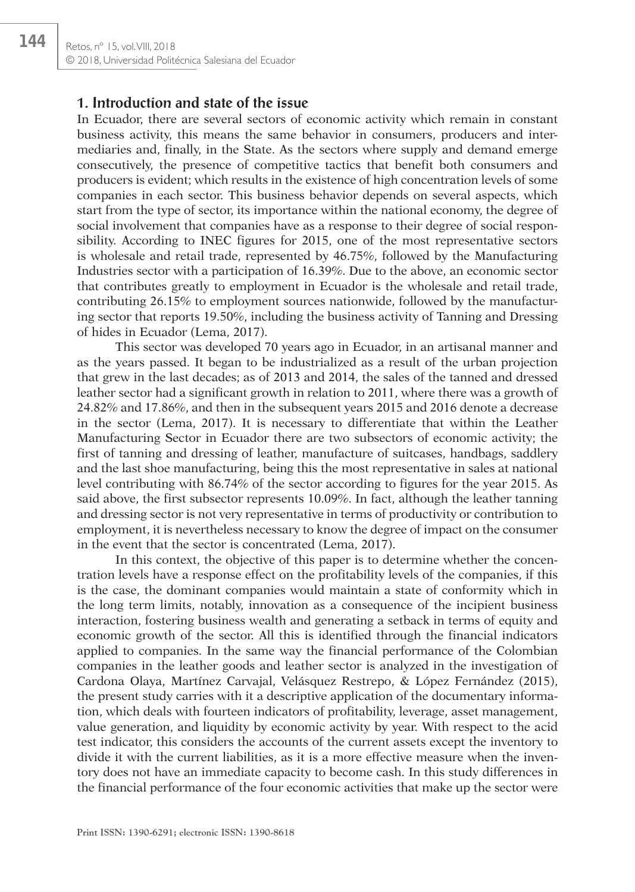## 1. Introduction and state of the issue

In Ecuador, there are several sectors of economic activity which remain in constant business activity, this means the same behavior in consumers, producers and intermediaries and, finally, in the State. As the sectors where supply and demand emerge consecutively, the presence of competitive tactics that benefit both consumers and producers is evident; which results in the existence of high concentration levels of some companies in each sector. This business behavior depends on several aspects, which start from the type of sector, its importance within the national economy, the degree of social involvement that companies have as a response to their degree of social responsibility. According to INEC figures for 2015, one of the most representative sectors is wholesale and retail trade, represented by 46.75%, followed by the Manufacturing Industries sector with a participation of 16.39%. Due to the above, an economic sector that contributes greatly to employment in Ecuador is the wholesale and retail trade, contributing 26.15% to employment sources nationwide, followed by the manufacturing sector that reports 19.50%, including the business activity of Tanning and Dressing of hides in Ecuador (Lema, 2017).

This sector was developed 70 years ago in Ecuador, in an artisanal manner and as the years passed. It began to be industrialized as a result of the urban projection that grew in the last decades; as of 2013 and 2014, the sales of the tanned and dressed leather sector had a significant growth in relation to 2011, where there was a growth of 24.82% and 17.86%, and then in the subsequent years 2015 and 2016 denote a decrease in the sector (Lema, 2017). It is necessary to differentiate that within the Leather Manufacturing Sector in Ecuador there are two subsectors of economic activity; the first of tanning and dressing of leather, manufacture of suitcases, handbags, saddlery and the last shoe manufacturing, being this the most representative in sales at national level contributing with 86.74% of the sector according to figures for the year 2015. As said above, the first subsector represents 10.09%. In fact, although the leather tanning and dressing sector is not very representative in terms of productivity or contribution to employment, it is nevertheless necessary to know the degree of impact on the consumer in the event that the sector is concentrated (Lema, 2017).

In this context, the objective of this paper is to determine whether the concentration levels have a response effect on the profitability levels of the companies, if this is the case, the dominant companies would maintain a state of conformity which in the long term limits, notably, innovation as a consequence of the incipient business interaction, fostering business wealth and generating a setback in terms of equity and economic growth of the sector. All this is identified through the financial indicators applied to companies. In the same way the financial performance of the Colombian companies in the leather goods and leather sector is analyzed in the investigation of Cardona Olaya, Martínez Carvajal, Velásquez Restrepo, & López Fernández (2015), the present study carries with it a descriptive application of the documentary information, which deals with fourteen indicators of profitability, leverage, asset management, value generation, and liquidity by economic activity by year. With respect to the acid test indicator, this considers the accounts of the current assets except the inventory to divide it with the current liabilities, as it is a more effective measure when the inventory does not have an immediate capacity to become cash. In this study differences in the financial performance of the four economic activities that make up the sector were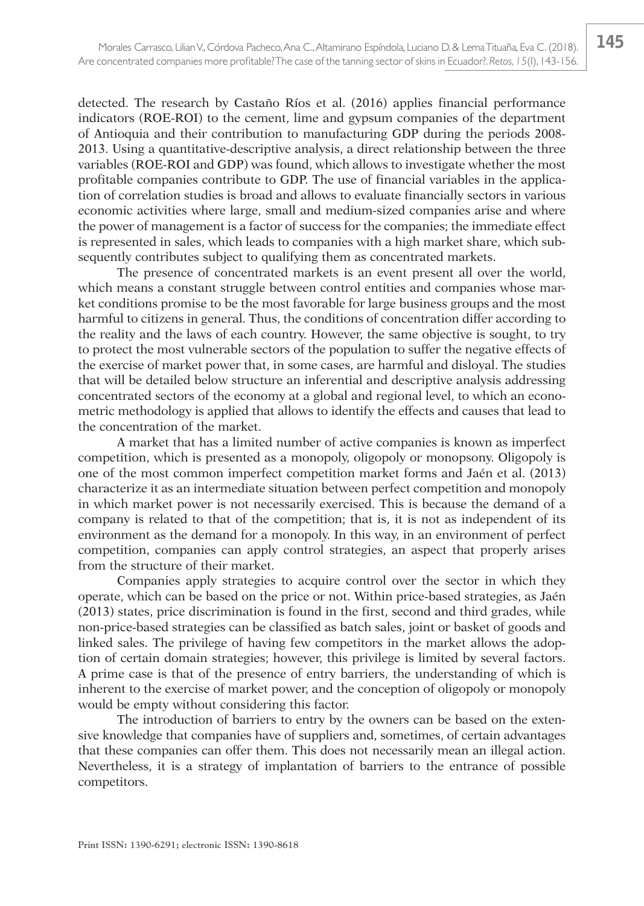detected. The research by Castaño Ríos et al. (2016) applies financial performance indicators (ROE-ROI) to the cement, lime and gypsum companies of the department of Antioquia and their contribution to manufacturing GDP during the periods 2008-2013. Using a quantitative-descriptive analysis, a direct relationship between the three variables (ROE-ROI and GDP) was found, which allows to investigate whether the most profitable companies contribute to GDP. The use of financial variables in the application of correlation studies is broad and allows to evaluate financially sectors in various economic activities where large, small and medium-sized companies arise and where the power of management is a factor of success for the companies; the immediate effect is represented in sales, which leads to companies with a high market share, which subsequently contributes subject to qualifying them as concentrated markets.

The presence of concentrated markets is an event present all over the world, which means a constant struggle between control entities and companies whose market conditions promise to be the most favorable for large business groups and the most harmful to citizens in general. Thus, the conditions of concentration differ according to the reality and the laws of each country. However, the same objective is sought, to try to protect the most vulnerable sectors of the population to suffer the negative effects of the exercise of market power that, in some cases, are harmful and disloyal. The studies that will be detailed below structure an inferential and descriptive analysis addressing concentrated sectors of the economy at a global and regional level, to which an econometric methodology is applied that allows to identify the effects and causes that lead to the concentration of the market.

A market that has a limited number of active companies is known as imperfect competition, which is presented as a monopoly, oligopoly or monopsony. Oligopoly is one of the most common imperfect competition market forms and Jaén et al. (2013) characterize it as an intermediate situation between perfect competition and monopoly in which market power is not necessarily exercised. This is because the demand of a company is related to that of the competition; that is, it is not as independent of its environment as the demand for a monopoly. In this way, in an environment of perfect competition, companies can apply control strategies, an aspect that properly arises from the structure of their market.

Companies apply strategies to acquire control over the sector in which they operate, which can be based on the price or not. Within price-based strategies, as Jaén (2013) states, price discrimination is found in the first, second and third grades, while non-price-based strategies can be classified as batch sales, joint or basket of goods and linked sales. The privilege of having few competitors in the market allows the adoption of certain domain strategies; however, this privilege is limited by several factors. A prime case is that of the presence of entry barriers, the understanding of which is inherent to the exercise of market power, and the conception of oligopoly or monopoly would be empty without considering this factor.

The introduction of barriers to entry by the owners can be based on the extensive knowledge that companies have of suppliers and, sometimes, of certain advantages that these companies can offer them. This does not necessarily mean an illegal action. Nevertheless, it is a strategy of implantation of barriers to the entrance of possible competitors.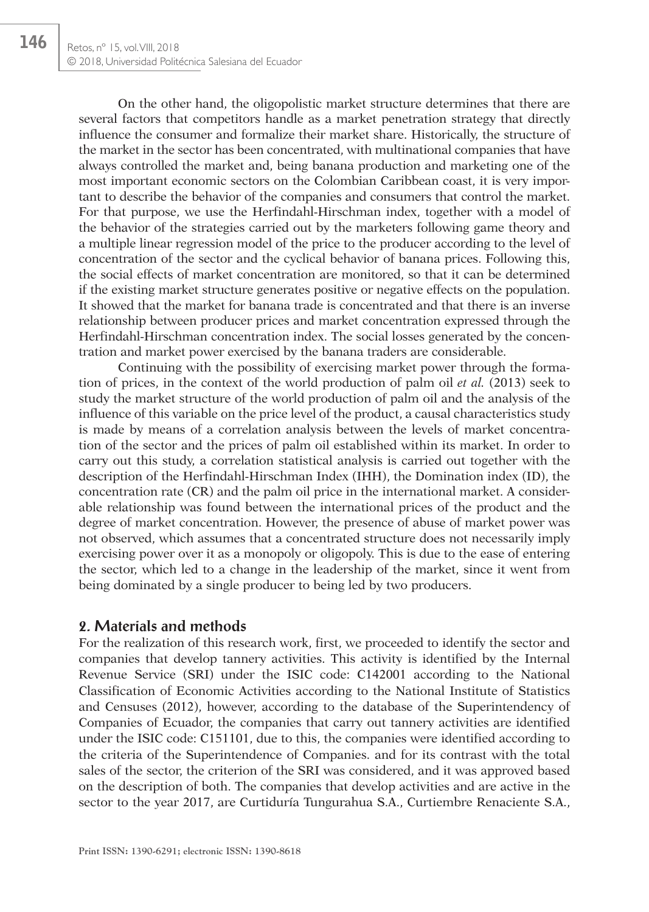On the other hand, the oligopolistic market structure determines that there are several factors that competitors handle as a market penetration strategy that directly influence the consumer and formalize their market share. Historically, the structure of the market in the sector has been concentrated, with multinational companies that have always controlled the market and, being banana production and marketing one of the most important economic sectors on the Colombian Caribbean coast, it is very important to describe the behavior of the companies and consumers that control the market. For that purpose, we use the Herfindahl-Hirschman index, together with a model of the behavior of the strategies carried out by the marketers following game theory and a multiple linear regression model of the price to the producer according to the level of concentration of the sector and the cyclical behavior of banana prices. Following this, the social effects of market concentration are monitored, so that it can be determined if the existing market structure generates positive or negative effects on the population. It showed that the market for banana trade is concentrated and that there is an inverse relationship between producer prices and market concentration expressed through the Herfindahl-Hirschman concentration index. The social losses generated by the concentration and market power exercised by the banana traders are considerable.

Continuing with the possibility of exercising market power through the formation of prices, in the context of the world production of palm oil *et al.* (2013) seek to study the market structure of the world production of palm oil and the analysis of the influence of this variable on the price level of the product, a causal characteristics study is made by means of a correlation analysis between the levels of market concentration of the sector and the prices of palm oil established within its market. In order to carry out this study, a correlation statistical analysis is carried out together with the description of the Herfindahl-Hirschman Index (IHH), the Domination index (ID), the concentration rate (CR) and the palm oil price in the international market. A considerable relationship was found between the international prices of the product and the degree of market concentration. However, the presence of abuse of market power was not observed, which assumes that a concentrated structure does not necessarily imply exercising power over it as a monopoly or oligopoly. This is due to the ease of entering the sector, which led to a change in the leadership of the market, since it went from being dominated by a single producer to being led by two producers.

## 2. Materials and methods

For the realization of this research work, first, we proceeded to identify the sector and companies that develop tannery activities. This activity is identified by the Internal Revenue Service (SRI) under the ISIC code: C142001 according to the National Classification of Economic Activities according to the National Institute of Statistics and Censuses (2012), however, according to the database of the Superintendency of Companies of Ecuador, the companies that carry out tannery activities are identified under the ISIC code: C151101, due to this, the companies were identified according to the criteria of the Superintendence of Companies. and for its contrast with the total sales of the sector, the criterion of the SRI was considered, and it was approved based on the description of both. The companies that develop activities and are active in the sector to the year 2017, are Curtiduría Tungurahua S.A., Curtiembre Renaciente S.A.,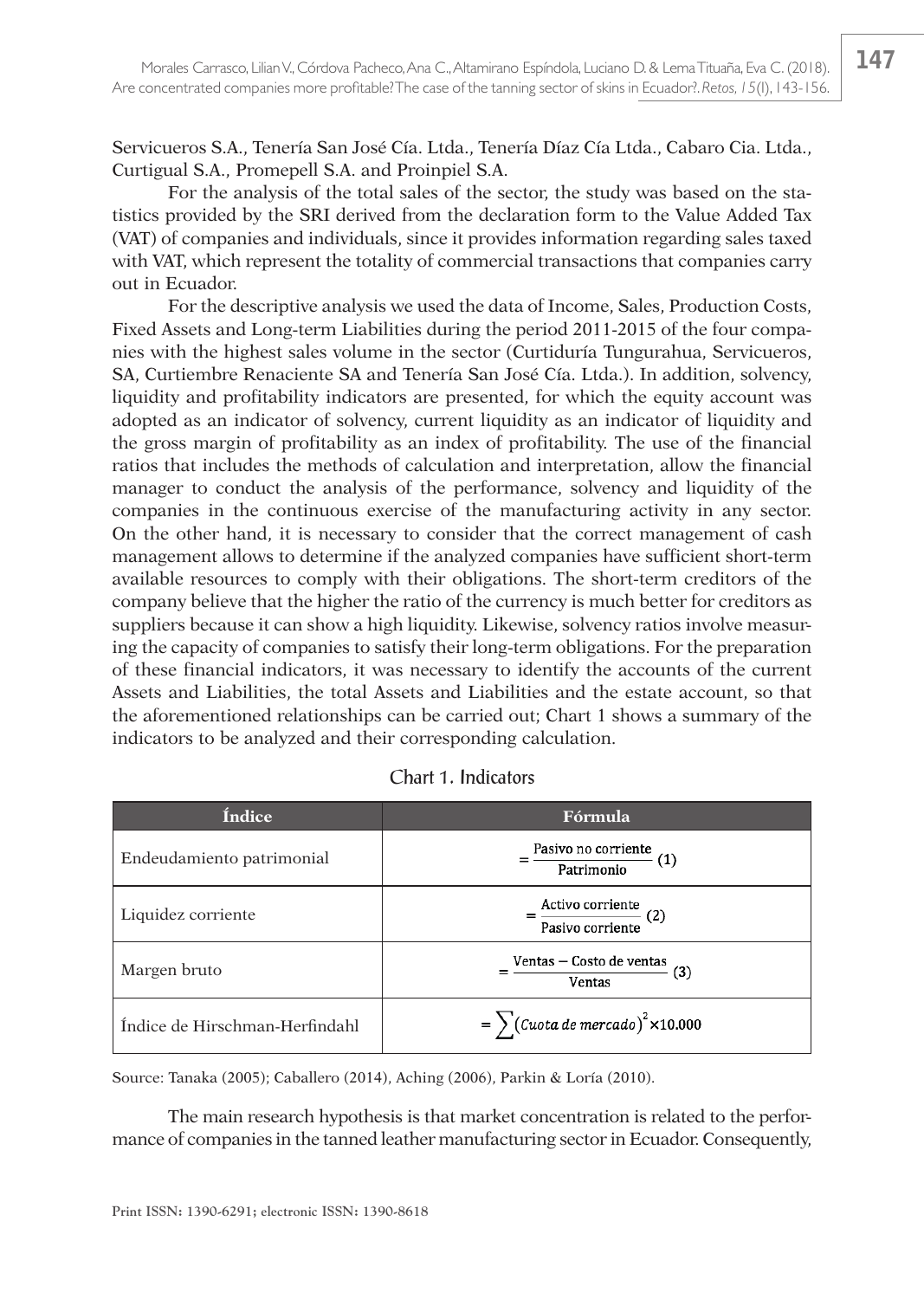Servicueros S.A., Tenería San José Cía. Ltda., Tenería Díaz Cía Ltda., Cabaro Cia. Ltda., Curtigual S.A., Promepell S.A. and Proinpiel S.A.

For the analysis of the total sales of the sector, the study was based on the statistics provided by the SRI derived from the declaration form to the Value Added Tax (VAT) of companies and individuals, since it provides information regarding sales taxed with VAT, which represent the totality of commercial transactions that companies carry out in Ecuador.

For the descriptive analysis we used the data of Income, Sales, Production Costs, Fixed Assets and Long-term Liabilities during the period 2011-2015 of the four companies with the highest sales volume in the sector (Curtiduría Tungurahua, Servicueros, SA, Curtiembre Renaciente SA and Tenería San José Cía. Ltda.). In addition, solvency, liquidity and profitability indicators are presented, for which the equity account was adopted as an indicator of solvency, current liquidity as an indicator of liquidity and the gross margin of profitability as an index of profitability. The use of the financial ratios that includes the methods of calculation and interpretation, allow the financial manager to conduct the analysis of the performance, solvency and liquidity of the companies in the continuous exercise of the manufacturing activity in any sector. On the other hand, it is necessary to consider that the correct management of cash management allows to determine if the analyzed companies have sufficient short-term available resources to comply with their obligations. The short-term creditors of the company believe that the higher the ratio of the currency is much better for creditors as suppliers because it can show a high liquidity. Likewise, solvency ratios involve measuring the capacity of companies to satisfy their long-term obligations. For the preparation of these financial indicators, it was necessary to identify the accounts of the current Assets and Liabilities, the total Assets and Liabilities and the estate account, so that the aforementioned relationships can be carried out; Chart 1 shows a summary of the indicators to be analyzed and their corresponding calculation.

Chart 1. Indicators

| Índice | Fórmula |
|---|---|
| Endeudamiento patrimonial | $= \frac{\text{Pasivo no corriente}}{\text{Patrimonio}} \quad (1)$ |
| Liquidez corriente | $= \frac{\text{Activo corriente}}{\text{Pasivo corriente}} \quad (2)$ |
| Margen bruto | $= \frac{\text{Ventas} - \text{Costo de ventas}}{\text{Ventas}} \quad (3)$ |
| Índice de Hirschman-Herfindahl | $= \sum (\textit{Cuota de mercado})^2 \times 10.000$ |

Source: Tanaka (2005); Caballero (2014), Aching (2006), Parkin & Loría (2010).

The main research hypothesis is that market concentration is related to the performance of companies in the tanned leather manufacturing sector in Ecuador. Consequently,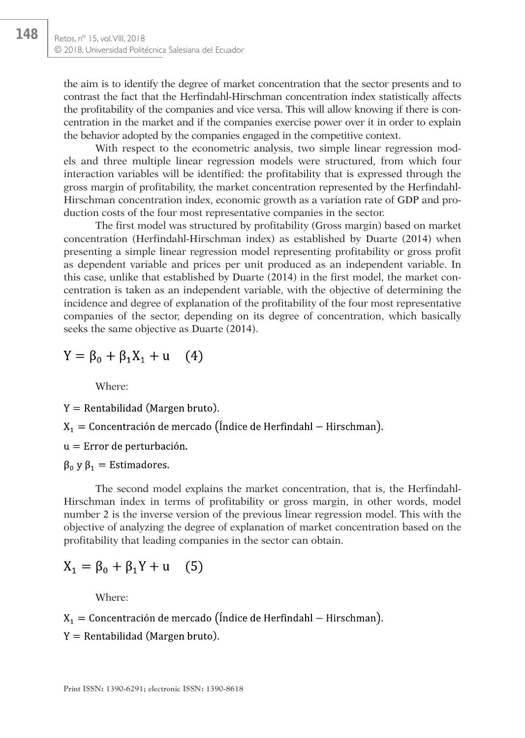the aim is to identify the degree of market concentration that the sector presents and to contrast the fact that the Herfindahl-Hirschman concentration index statistically affects the profitability of the companies and vice versa. This will allow knowing if there is concentration in the market and if the companies exercise power over it in order to explain the behavior adopted by the companies engaged in the competitive context.

With respect to the econometric analysis, two simple linear regression models and three multiple linear regression models were structured, from which four interaction variables will be identified: the profitability that is expressed through the gross margin of profitability, the market concentration represented by the Herfindahl-Hirschman concentration index, economic growth as a variation rate of GDP and production costs of the four most representative companies in the sector.

The first model was structured by profitability (Gross margin) based on market concentration (Herfindahl-Hirschman index) as established by Duarte (2014) when presenting a simple linear regression model representing profitability or gross profit as dependent variable and prices per unit produced as an independent variable. In this case, unlike that established by Duarte (2014) in the first model, the market concentration is taken as an independent variable, with the objective of determining the incidence and degree of explanation of the profitability of the four most representative companies of the sector, depending on its degree of concentration, which basically seeks the same objective as Duarte (2014).

$$Y = \beta_0 + \beta_1 X_1 + u \quad (4)$$

Where:

$Y =$ Rentabilidad (Margen bruto).

$X_1 =$ Concentración de mercado (Índice de Herfindahl – Hirschman).

$u =$ Error de perturbación.

$\beta_0$ y $\beta_1 =$ Estimadores.

The second model explains the market concentration, that is, the Herfindahl-Hirschman index in terms of profitability or gross margin, in other words, model number 2 is the inverse version of the previous linear regression model. This with the objective of analyzing the degree of explanation of market concentration based on the profitability that leading companies in the sector can obtain.

$$X_1 = \beta_0 + \beta_1 Y + u \quad (5)$$

Where:

$X_1 =$ Concentración de mercado (Índice de Herfindahl – Hirschman).

$Y =$ Rentabilidad (Margen bruto).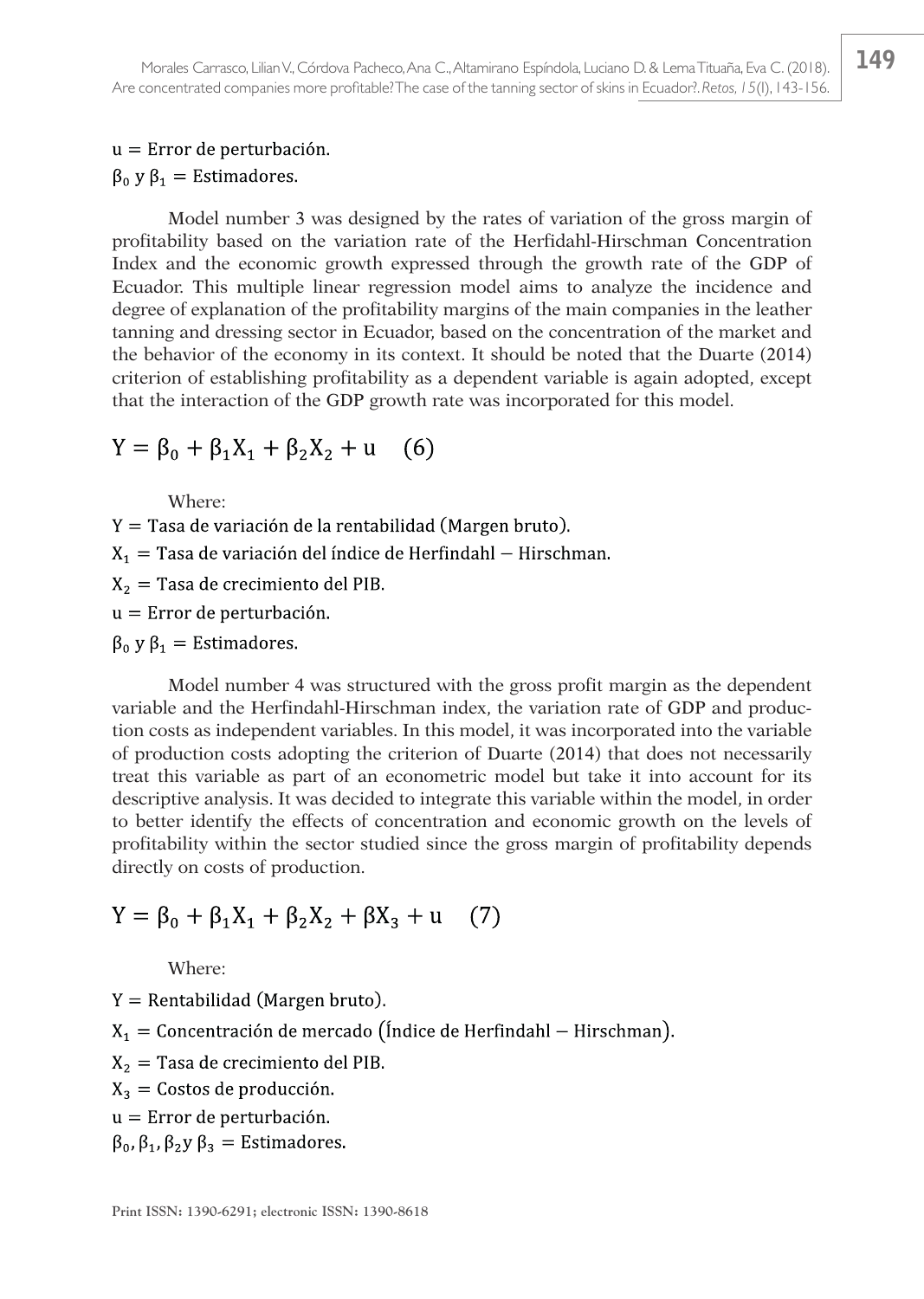$\mathrm{u} = \text{Error de perturbación.}$

$\beta_0$ y $\beta_1$ = Estimadores.

Model number 3 was designed by the rates of variation of the gross margin of profitability based on the variation rate of the Herfidahl-Hirschman Concentration Index and the economic growth expressed through the growth rate of the GDP of Ecuador. This multiple linear regression model aims to analyze the incidence and degree of explanation of the profitability margins of the main companies in the leather tanning and dressing sector in Ecuador, based on the concentration of the market and the behavior of the economy in its context. It should be noted that the Duarte (2014) criterion of establishing profitability as a dependent variable is again adopted, except that the interaction of the GDP growth rate was incorporated for this model.

$$Y = \beta_0 + \beta_1 X_1 + \beta_2 X_2 + u \quad (6)$$

Where:

$Y$ = Tasa de variación de la rentabilidad (Margen bruto).

$X_1$ = Tasa de variación del índice de Herfindahl − Hirschman.

$X_2$ = Tasa de crecimiento del PIB.

$u$ = Error de perturbación.

$\beta_0$ y $\beta_1$ = Estimadores.

Model number 4 was structured with the gross profit margin as the dependent variable and the Herfindahl-Hirschman index, the variation rate of GDP and production costs as independent variables. In this model, it was incorporated into the variable of production costs adopting the criterion of Duarte (2014) that does not necessarily treat this variable as part of an econometric model but take it into account for its descriptive analysis. It was decided to integrate this variable within the model, in order to better identify the effects of concentration and economic growth on the levels of profitability within the sector studied since the gross margin of profitability depends directly on costs of production.

$$Y = \beta_0 + \beta_1 X_1 + \beta_2 X_2 + \beta X_3 + u \quad (7)$$

Where:

$Y$ = Rentabilidad (Margen bruto).

$X_1$ = Concentración de mercado (Índice de Herfindahl − Hirschman).

$X_2$ = Tasa de crecimiento del PIB.

$X_3$ = Costos de producción.

$u$ = Error de perturbación.

$\beta_0, \beta_1, \beta_2$ y $\beta_3$ = Estimadores.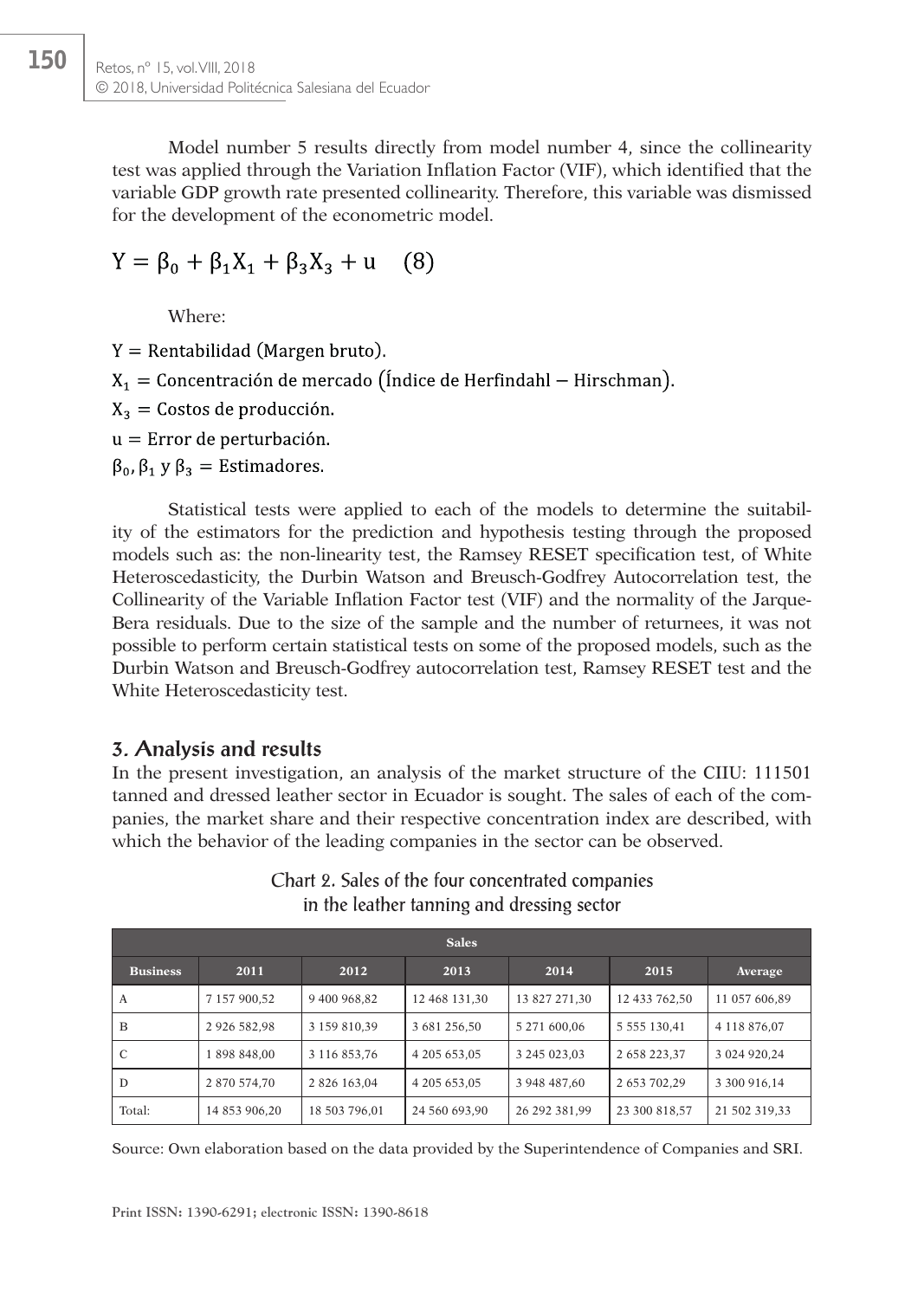Model number 5 results directly from model number 4, since the collinearity test was applied through the Variation Inflation Factor (VIF), which identified that the variable GDP growth rate presented collinearity. Therefore, this variable was dismissed for the development of the econometric model.

$$Y = \beta_0 + \beta_1 X_1 + \beta_3 X_3 + u \quad (8)$$

Where:

$Y = \text{Rentabilidad (Margen bruto)}.$

$X_1 = \text{Concentración de mercado (Índice de Herfindahl – Hirschman)}.$

$X_3 = \text{Costos de producción}.$

$u = \text{Error de perturbación}.$

$\beta_0, \beta_1 \text{ y } \beta_3 = \text{Estimadores}.$

Statistical tests were applied to each of the models to determine the suitability of the estimators for the prediction and hypothesis testing through the proposed models such as: the non-linearity test, the Ramsey RESET specification test, of White Heteroscedasticity, the Durbin Watson and Breusch-Godfrey Autocorrelation test, the Collinearity of the Variable Inflation Factor test (VIF) and the normality of the Jarque-Bera residuals. Due to the size of the sample and the number of returnees, it was not possible to perform certain statistical tests on some of the proposed models, such as the Durbin Watson and Breusch-Godfrey autocorrelation test, Ramsey RESET test and the White Heteroscedasticity test.

## 3. Analysis and results

In the present investigation, an analysis of the market structure of the CIIU: 111501 tanned and dressed leather sector in Ecuador is sought. The sales of each of the companies, the market share and their respective concentration index are described, with which the behavior of the leading companies in the sector can be observed.

Chart 2. Sales of the four concentrated companies in the leather tanning and dressing sector

| Sales | | | | | | |
|---|---|---|---|---|---|---|
| **Business** | **2011** | **2012** | **2013** | **2014** | **2015** | **Average** |
| A | 7 157 900,52 | 9 400 968,82 | 12 468 131,30 | 13 827 271,30 | 12 433 762,50 | 11 057 606,89 |
| B | 2 926 582,98 | 3 159 810,39 | 3 681 256,50 | 5 271 600,06 | 5 555 130,41 | 4 118 876,07 |
| C | 1 898 848,00 | 3 116 853,76 | 4 205 653,05 | 3 245 023,03 | 2 658 223,37 | 3 024 920,24 |
| D | 2 870 574,70 | 2 826 163,04 | 4 205 653,05 | 3 948 487,60 | 2 653 702,29 | 3 300 916,14 |
| Total: | 14 853 906,20 | 18 503 796,01 | 24 560 693,90 | 26 292 381,99 | 23 300 818,57 | 21 502 319,33 |

Source: Own elaboration based on the data provided by the Superintendence of Companies and SRI.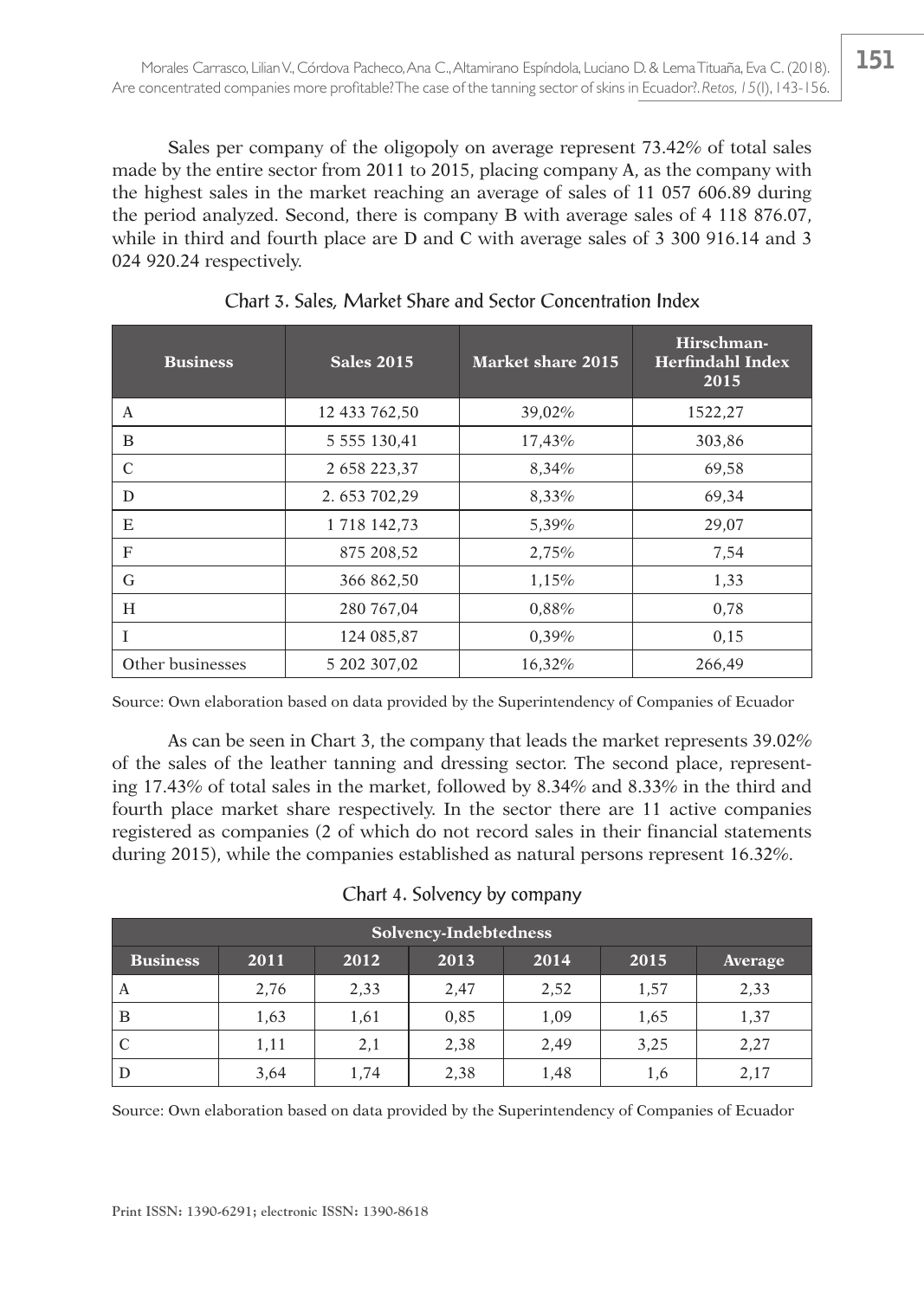Sales per company of the oligopoly on average represent 73.42% of total sales made by the entire sector from 2011 to 2015, placing company A, as the company with the highest sales in the market reaching an average of sales of 11 057 606.89 during the period analyzed. Second, there is company B with average sales of 4 118 876.07, while in third and fourth place are D and C with average sales of 3 300 916.14 and 3 024 920.24 respectively.

Chart 3. Sales, Market Share and Sector Concentration Index

| Business | Sales 2015 | Market share 2015 | Hirschman-Herfindahl Index 2015 |
|---|---|---|---|
| A | 12 433 762,50 | 39,02% | 1522,27 |
| B | 5 555 130,41 | 17,43% | 303,86 |
| C | 2 658 223,37 | 8,34% | 69,58 |
| D | 2. 653 702,29 | 8,33% | 69,34 |
| E | 1 718 142,73 | 5,39% | 29,07 |
| F | 875 208,52 | 2,75% | 7,54 |
| G | 366 862,50 | 1,15% | 1,33 |
| H | 280 767,04 | 0,88% | 0,78 |
| I | 124 085,87 | 0,39% | 0,15 |
| Other businesses | 5 202 307,02 | 16,32% | 266,49 |

Source: Own elaboration based on data provided by the Superintendency of Companies of Ecuador

As can be seen in Chart 3, the company that leads the market represents 39.02% of the sales of the leather tanning and dressing sector. The second place, representing 17.43% of total sales in the market, followed by 8.34% and 8.33% in the third and fourth place market share respectively. In the sector there are 11 active companies registered as companies (2 of which do not record sales in their financial statements during 2015), while the companies established as natural persons represent 16.32%.

Chart 4. Solvency by company

| Solvency-Indebtedness | | | | | | |
|---|---|---|---|---|---|---|
| Business | 2011 | 2012 | 2013 | 2014 | 2015 | Average |
| A | 2,76 | 2,33 | 2,47 | 2,52 | 1,57 | 2,33 |
| B | 1,63 | 1,61 | 0,85 | 1,09 | 1,65 | 1,37 |
| C | 1,11 | 2,1 | 2,38 | 2,49 | 3,25 | 2,27 |
| D | 3,64 | 1,74 | 2,38 | 1,48 | 1,6 | 2,17 |

Source: Own elaboration based on data provided by the Superintendency of Companies of Ecuador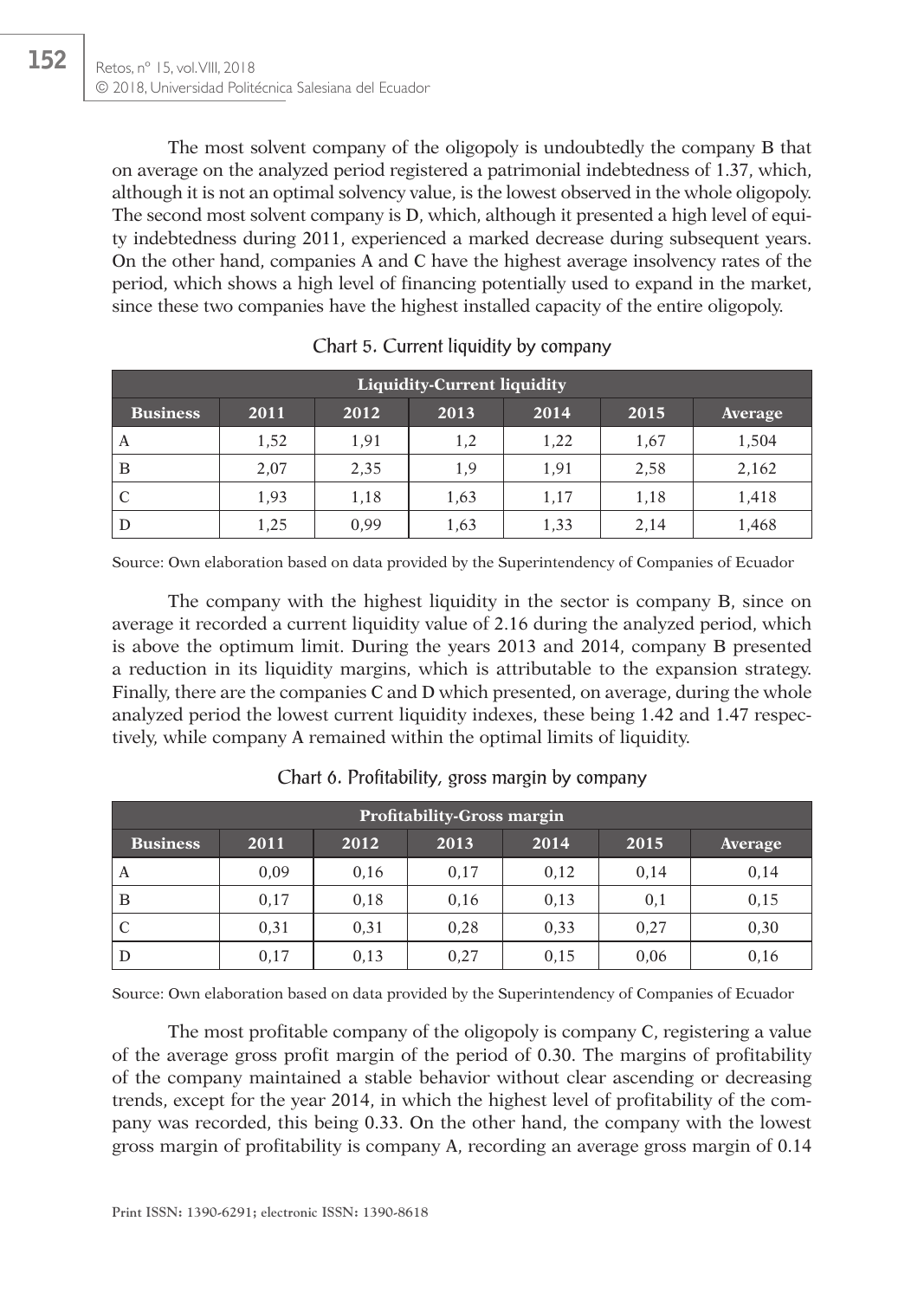The most solvent company of the oligopoly is undoubtedly the company B that on average on the analyzed period registered a patrimonial indebtedness of 1.37, which, although it is not an optimal solvency value, is the lowest observed in the whole oligopoly. The second most solvent company is D, which, although it presented a high level of equity indebtedness during 2011, experienced a marked decrease during subsequent years. On the other hand, companies A and C have the highest average insolvency rates of the period, which shows a high level of financing potentially used to expand in the market, since these two companies have the highest installed capacity of the entire oligopoly.

Chart 5. Current liquidity by company

| Liquidity-Current liquidity | | | | | | |
|---|---|---|---|---|---|---|
| **Business** | **2011** | **2012** | **2013** | **2014** | **2015** | **Average** |
| A | 1,52 | 1,91 | 1,2 | 1,22 | 1,67 | 1,504 |
| B | 2,07 | 2,35 | 1,9 | 1,91 | 2,58 | 2,162 |
| C | 1,93 | 1,18 | 1,63 | 1,17 | 1,18 | 1,418 |
| D | 1,25 | 0,99 | 1,63 | 1,33 | 2,14 | 1,468 |

Source: Own elaboration based on data provided by the Superintendency of Companies of Ecuador

The company with the highest liquidity in the sector is company B, since on average it recorded a current liquidity value of 2.16 during the analyzed period, which is above the optimum limit. During the years 2013 and 2014, company B presented a reduction in its liquidity margins, which is attributable to the expansion strategy. Finally, there are the companies C and D which presented, on average, during the whole analyzed period the lowest current liquidity indexes, these being 1.42 and 1.47 respectively, while company A remained within the optimal limits of liquidity.

Chart 6. Profitability, gross margin by company

| Profitability-Gross margin | | | | | | |
|---|---|---|---|---|---|---|
| **Business** | **2011** | **2012** | **2013** | **2014** | **2015** | **Average** |
| A | 0,09 | 0,16 | 0,17 | 0,12 | 0,14 | 0,14 |
| B | 0,17 | 0,18 | 0,16 | 0,13 | 0,1 | 0,15 |
| C | 0,31 | 0,31 | 0,28 | 0,33 | 0,27 | 0,30 |
| D | 0,17 | 0,13 | 0,27 | 0,15 | 0,06 | 0,16 |

Source: Own elaboration based on data provided by the Superintendency of Companies of Ecuador

The most profitable company of the oligopoly is company C, registering a value of the average gross profit margin of the period of 0.30. The margins of profitability of the company maintained a stable behavior without clear ascending or decreasing trends, except for the year 2014, in which the highest level of profitability of the company was recorded, this being 0.33. On the other hand, the company with the lowest gross margin of profitability is company A, recording an average gross margin of 0.14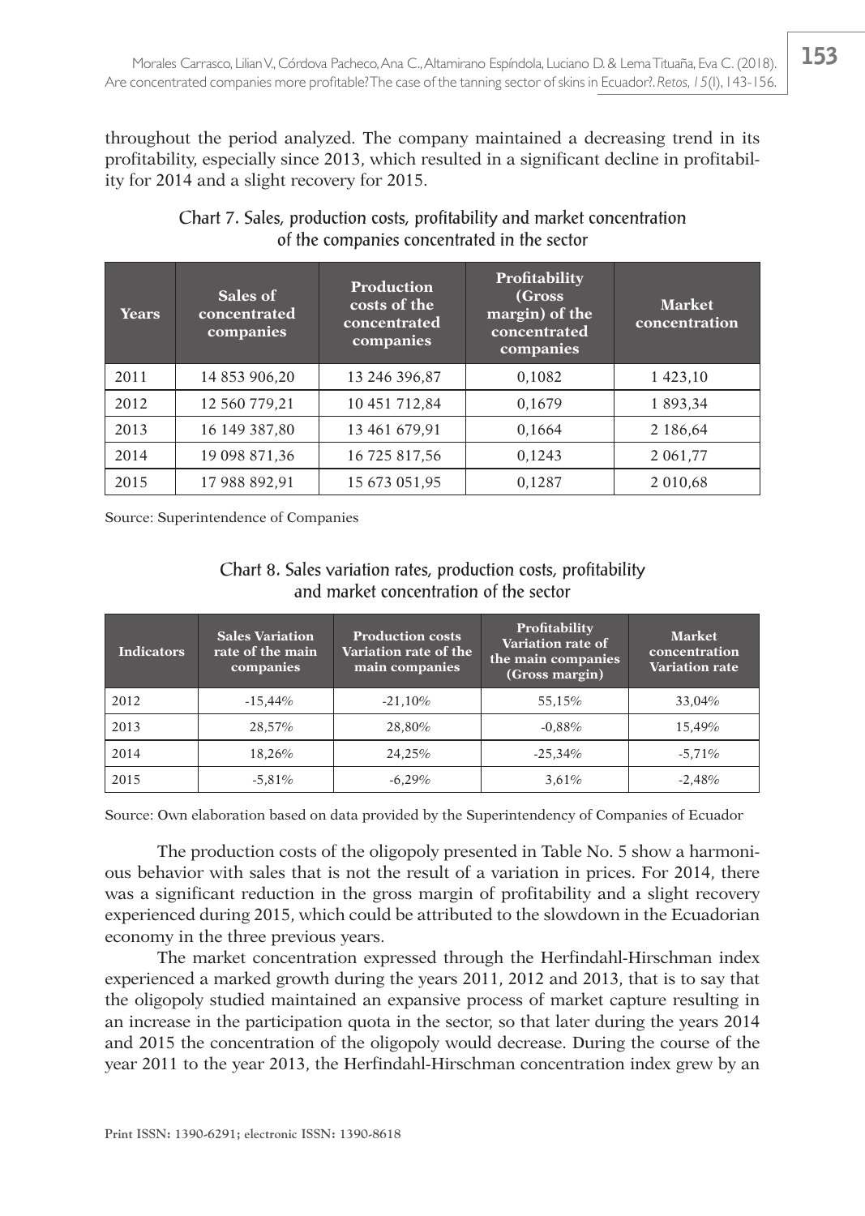throughout the period analyzed. The company maintained a decreasing trend in its profitability, especially since 2013, which resulted in a significant decline in profitability for 2014 and a slight recovery for 2015.

Chart 7. Sales, production costs, profitability and market concentration of the companies concentrated in the sector

| Years | Sales of concentrated companies | Production costs of the concentrated companies | Profitability (Gross margin) of the concentrated companies | Market concentration |
|---|---|---|---|---|
| 2011 | 14 853 906,20 | 13 246 396,87 | 0,1082 | 1 423,10 |
| 2012 | 12 560 779,21 | 10 451 712,84 | 0,1679 | 1 893,34 |
| 2013 | 16 149 387,80 | 13 461 679,91 | 0,1664 | 2 186,64 |
| 2014 | 19 098 871,36 | 16 725 817,56 | 0,1243 | 2 061,77 |
| 2015 | 17 988 892,91 | 15 673 051,95 | 0,1287 | 2 010,68 |

Source: Superintendence of Companies

Chart 8. Sales variation rates, production costs, profitability and market concentration of the sector

| Indicators | Sales Variation rate of the main companies | Production costs Variation rate of the main companies | Profitability Variation rate of the main companies (Gross margin) | Market concentration Variation rate |
|---|---|---|---|---|
| 2012 | -15,44% | -21,10% | 55,15% | 33,04% |
| 2013 | 28,57% | 28,80% | -0,88% | 15,49% |
| 2014 | 18,26% | 24,25% | -25,34% | -5,71% |
| 2015 | -5,81% | -6,29% | 3,61% | -2,48% |

Source: Own elaboration based on data provided by the Superintendency of Companies of Ecuador

The production costs of the oligopoly presented in Table No. 5 show a harmonious behavior with sales that is not the result of a variation in prices. For 2014, there was a significant reduction in the gross margin of profitability and a slight recovery experienced during 2015, which could be attributed to the slowdown in the Ecuadorian economy in the three previous years.

The market concentration expressed through the Herfindahl-Hirschman index experienced a marked growth during the years 2011, 2012 and 2013, that is to say that the oligopoly studied maintained an expansive process of market capture resulting in an increase in the participation quota in the sector, so that later during the years 2014 and 2015 the concentration of the oligopoly would decrease. During the course of the year 2011 to the year 2013, the Herfindahl-Hirschman concentration index grew by an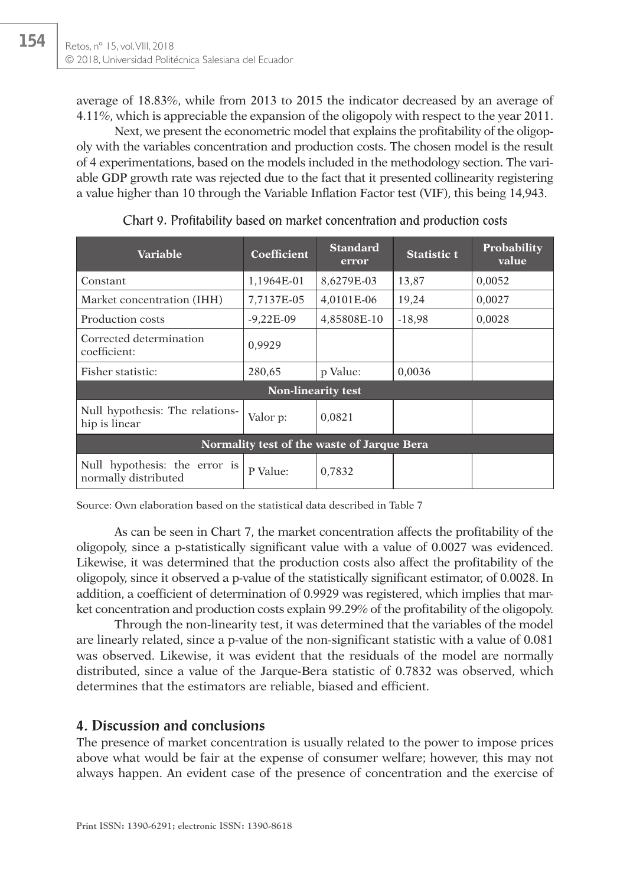average of 18.83%, while from 2013 to 2015 the indicator decreased by an average of 4.11%, which is appreciable the expansion of the oligopoly with respect to the year 2011.

Next, we present the econometric model that explains the profitability of the oligopoly with the variables concentration and production costs. The chosen model is the result of 4 experimentations, based on the models included in the methodology section. The variable GDP growth rate was rejected due to the fact that it presented collinearity registering a value higher than 10 through the Variable Inflation Factor test (VIF), this being 14,943.

Chart 9. Profitability based on market concentration and production costs

| Variable | Coefficient | Standard error | Statistic t | Probability value |
|---|---|---|---|---|
| Constant | 1,1964E-01 | 8,6279E-03 | 13,87 | 0,0052 |
| Market concentration (IHH) | 7,7137E-05 | 4,0101E-06 | 19,24 | 0,0027 |
| Production costs | -9,22E-09 | 4,85808E-10 | -18,98 | 0,0028 |
| Corrected determination coefficient: | 0,9929 | | | |
| Fisher statistic: | 280,65 | p Value: | 0,0036 | |
| **Non-linearity test** | | | | |
| Null hypothesis: The relationship is linear | Valor p: | 0,0821 | | |
| **Normality test of the waste of Jarque Bera** | | | | |
| Null hypothesis: the error is normally distributed | P Value: | 0,7832 | | |

Source: Own elaboration based on the statistical data described in Table 7

As can be seen in Chart 7, the market concentration affects the profitability of the oligopoly, since a p-statistically significant value with a value of 0.0027 was evidenced. Likewise, it was determined that the production costs also affect the profitability of the oligopoly, since it observed a p-value of the statistically significant estimator, of 0.0028. In addition, a coefficient of determination of 0.9929 was registered, which implies that market concentration and production costs explain 99.29% of the profitability of the oligopoly.

Through the non-linearity test, it was determined that the variables of the model are linearly related, since a p-value of the non-significant statistic with a value of 0.081 was observed. Likewise, it was evident that the residuals of the model are normally distributed, since a value of the Jarque-Bera statistic of 0.7832 was observed, which determines that the estimators are reliable, biased and efficient.

## 4. Discussion and conclusions

The presence of market concentration is usually related to the power to impose prices above what would be fair at the expense of consumer welfare; however, this may not always happen. An evident case of the presence of concentration and the exercise of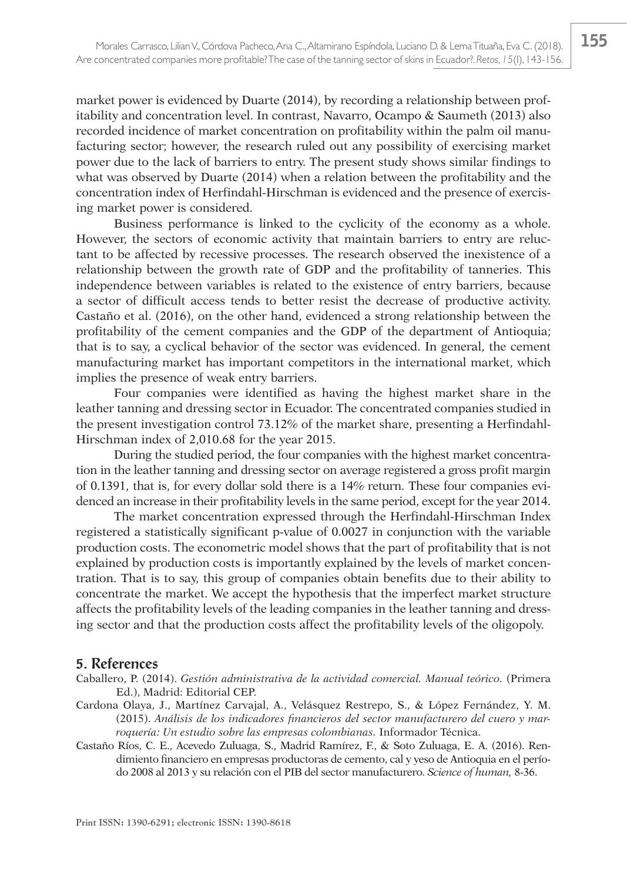market power is evidenced by Duarte (2014), by recording a relationship between profitability and concentration level. In contrast, Navarro, Ocampo & Saumeth (2013) also recorded incidence of market concentration on profitability within the palm oil manufacturing sector; however, the research ruled out any possibility of exercising market power due to the lack of barriers to entry. The present study shows similar findings to what was observed by Duarte (2014) when a relation between the profitability and the concentration index of Herfindahl-Hirschman is evidenced and the presence of exercising market power is considered.

Business performance is linked to the cyclicity of the economy as a whole. However, the sectors of economic activity that maintain barriers to entry are reluctant to be affected by recessive processes. The research observed the inexistence of a relationship between the growth rate of GDP and the profitability of tanneries. This independence between variables is related to the existence of entry barriers, because a sector of difficult access tends to better resist the decrease of productive activity. Castaño et al. (2016), on the other hand, evidenced a strong relationship between the profitability of the cement companies and the GDP of the department of Antioquia; that is to say, a cyclical behavior of the sector was evidenced. In general, the cement manufacturing market has important competitors in the international market, which implies the presence of weak entry barriers.

Four companies were identified as having the highest market share in the leather tanning and dressing sector in Ecuador. The concentrated companies studied in the present investigation control 73.12% of the market share, presenting a Herfindahl-Hirschman index of 2,010.68 for the year 2015.

During the studied period, the four companies with the highest market concentration in the leather tanning and dressing sector on average registered a gross profit margin of 0.1391, that is, for every dollar sold there is a 14% return. These four companies evidenced an increase in their profitability levels in the same period, except for the year 2014.

The market concentration expressed through the Herfindahl-Hirschman Index registered a statistically significant p-value of 0.0027 in conjunction with the variable production costs. The econometric model shows that the part of profitability that is not explained by production costs is importantly explained by the levels of market concentration. That is to say, this group of companies obtain benefits due to their ability to concentrate the market. We accept the hypothesis that the imperfect market structure affects the profitability levels of the leading companies in the leather tanning and dressing sector and that the production costs affect the profitability levels of the oligopoly.

## 5. References

Caballero, P. (2014). *Gestión administrativa de la actividad comercial. Manual teórico.* (Primera Ed.), Madrid: Editorial CEP.

Cardona Olaya, J., Martínez Carvajal, A., Velásquez Restrepo, S., & López Fernández, Y. M. (2015). *Análisis de los indicadores financieros del sector manufacturero del cuero y marroquería: Un estudio sobre las empresas colombianas.* Informador Técnica.

Castaño Ríos, C. E., Acevedo Zuluaga, S., Madrid Ramírez, F., & Soto Zuluaga, E. A. (2016). Rendimiento financiero en empresas productoras de cemento, cal y yeso de Antioquia en el período 2008 al 2013 y su relación con el PIB del sector manufacturero. *Science of human,* 8-36.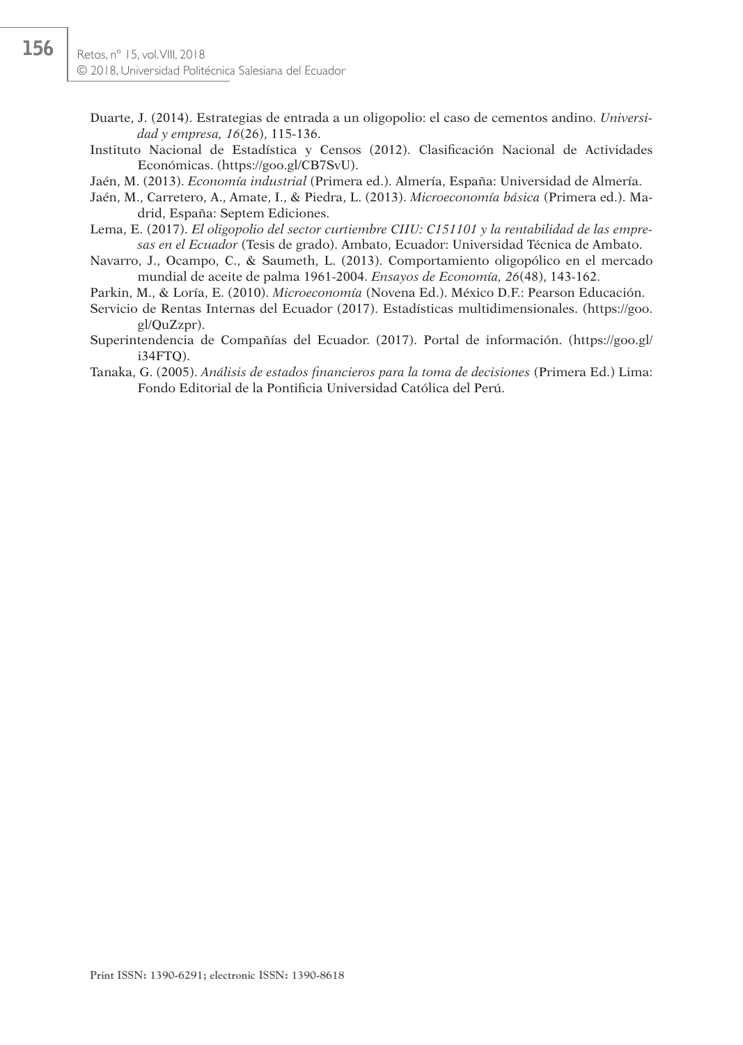Duarte, J. (2014). Estrategias de entrada a un oligopolio: el caso de cementos andino. *Universidad y empresa, 16*(26), 115-136.

Instituto Nacional de Estadística y Censos (2012). Clasificación Nacional de Actividades Económicas. (https://goo.gl/CB7SvU).

Jaén, M. (2013). *Economía industrial* (Primera ed.). Almería, España: Universidad de Almería.

Jaén, M., Carretero, A., Amate, I., & Piedra, L. (2013). *Microeconomía básica* (Primera ed.). Madrid, España: Septem Ediciones.

Lema, E. (2017). *El oligopolio del sector curtiembre CIIU: C151101 y la rentabilidad de las empresas en el Ecuador* (Tesis de grado). Ambato, Ecuador: Universidad Técnica de Ambato.

Navarro, J., Ocampo, C., & Saumeth, L. (2013). Comportamiento oligopólico en el mercado mundial de aceite de palma 1961-2004. *Ensayos de Economía, 26*(48), 143-162.

Parkin, M., & Loría, E. (2010). *Microeconomía* (Novena Ed.). México D.F.: Pearson Educación.

Servicio de Rentas Internas del Ecuador (2017). Estadísticas multidimensionales. (https://goo.gl/QuZzpr).

Superintendencia de Compañías del Ecuador. (2017). Portal de información. (https://goo.gl/i34FTQ).

Tanaka, G. (2005). *Análisis de estados financieros para la toma de decisiones* (Primera Ed.) Lima: Fondo Editorial de la Pontificia Universidad Católica del Perú.